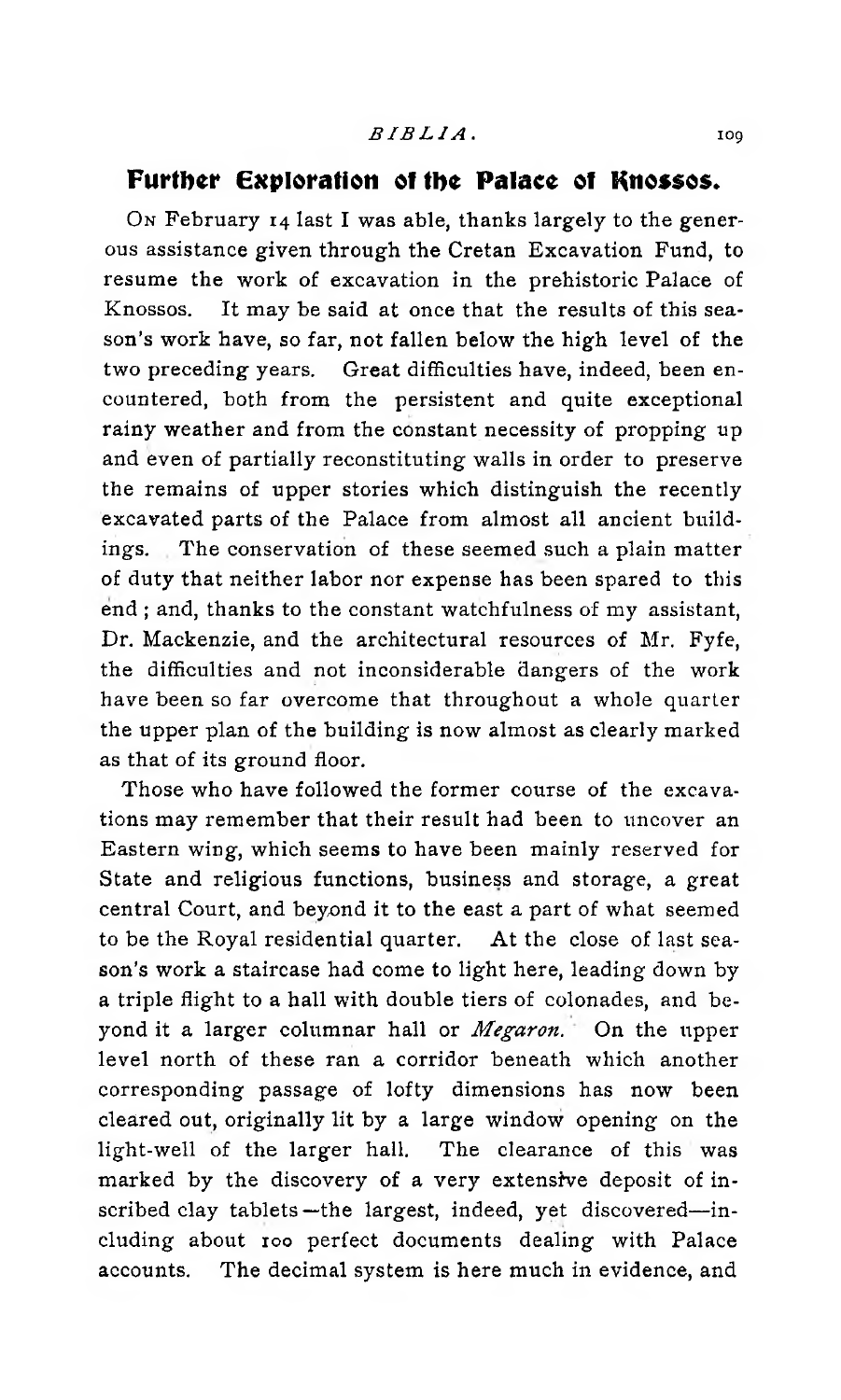## Further Exploration of the Palace of Knossos.

On February 14 last I was able, thanks largely to the generous assistance given through the Cretan Excavation Fund, to resume the work of excavation in the prehistoric Palace of Knossos. It may be said at once that the results of this season's work have, so far, not fallen below the high level of the two preceding years. Great difficulties have, indeed, been encountered, both from the persistent and quite exceptional rainy weather and from the constant necessity of propping up and even of partially reconstituting walls in order to preserve the remains of upper stories which distinguish the recently excavated parts of the Palace from almost all ancient buildings. The conservation of these seemed such a plain matter of duty that neither labor nor expense has been spared to this end; and, thanks to the constant watchfulness of my assistant, Dr. Mackenzie, and the architectural resources of Mr. Fyfe, the difficulties and not inconsiderable dangers of the work have been so far overcome that throughout a whole quarter the upper plan of the building is now almost as clearly marked as that of its ground floor.

Those who have followed the former course of the excavations may remember that their result had been to uncover an Eastern wing, which seems to have been mainly reserved for State and religious functions, business and storage, a great central Court, and beyond it to the east a part of what seemed to be the Royal residential quarter. At the close of last season's work a staircase had come to light here, leading down by a triple flight to a hall with double tiers of colonades, and beyond it a larger columnar hall or *Megaron.* On the upper level north of these ran a corridor beneath which another corresponding passage of lofty dimensions has now been cleared out, originally lit by a large window opening on the light-well of the larger hall. The clearance of this was marked by the discovery of a very extensive deposit of inscribed clay tablets—the largest, indeed, yet discovered—including about 100 perfect documents dealing with Palace accounts. The decimal system is here much in evidence, and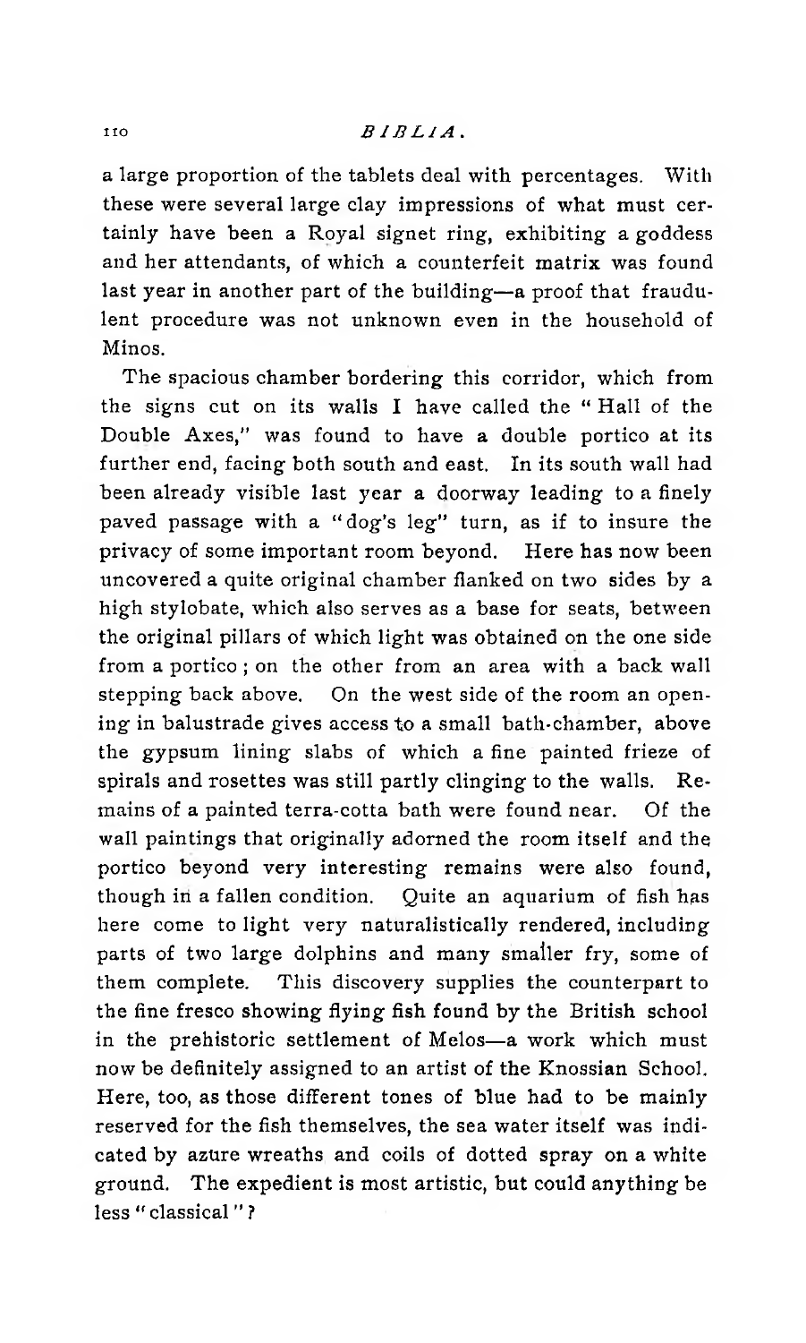a large proportion of the tablets deal with percentages. With these were several large clay impressions of what must certainly have been a Royal signet ring, exhibiting a goddess and her attendants, of which a counterfeit matrix was found last year in another part of the building—a proof that fraudulent procedure was not unknown even in the household of Minos.

The spacious chamber bordering this corridor, which from the signs cut on its walls I have called the "Hall of the Double Axes," was found to have a double portico at its further end, facing both south and east. In its south wall had been already visible last year a doorway leading to a finely paved passage with a "dog's leg" turn, as if to insure the privacy of some important room beyond. Here has now been uncovered a quite original chamber flanked on two sides by a high stylobate, which also serves as a base for seats, between the original pillars of which light was obtained on the one side from a portico; on the other from an area with a back wall stepping back above. On the west side of the room an opening in balustrade gives access to a small bath-chamber, above the gypsum lining slabs of which a fine painted frieze of spirals and rosettes was still partly clinging to the walls. Remains of a painted terra-cotta bath were found near. Of the wall paintings that originally adorned the room itself and the portico beyond very interesting remains were also found, though in a fallen condition. Quite an aquarium of fish has here come to light very naturalistically rendered, including parts of two large dolphins and many smaller fry, some of them complete. This discovery supplies the counterpart to the fine fresco showing flying fish found by the British school in the prehistoric settlement of Melos—a work which must now be definitely assigned to an artist of the Knossian School. Here, too, as those different tones of blue had to be mainly reserved for the fish themselves, the sea water itself was indicated by azure wreaths and coils of dotted spray on a white ground. The expedient is most artistic, but could anything be less "classical"?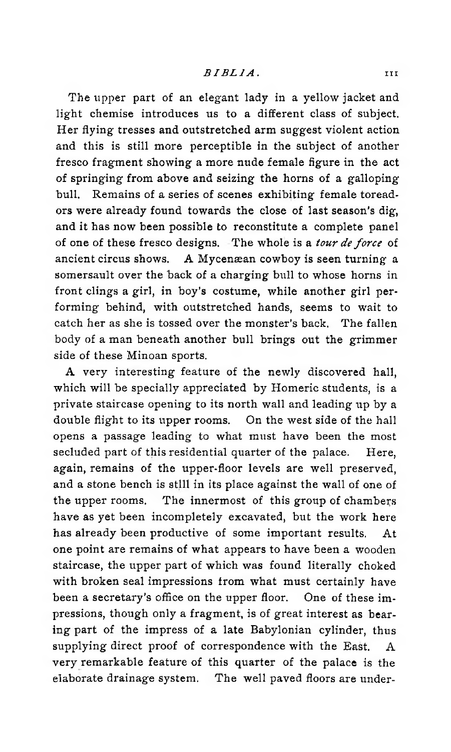The upper part of an elegant lady in a yellow jacket and light chemise introduces us to a different class of subject. Her flying tresses and outstretched arm suggest violent action and this is still more perceptible in the subject of another fresco fragment showing a more nude female figure in the act of springing from above and seizing the horns of a galloping bull. Remains of a series of scenes exhibiting female toreadors were already found towards the close of last season's dig, and it has now been possible to reconstitute a complete panel of one of these fresco designs. The whole is a *tour de force* of ancient circus shows. A Mycenæan cowboy is seen turning a somersault over the back of a charging bull to whose horns in front clings a girl, in boy's costume, while another girl performing behind, with outstretched hands, seems to wait to catch her as she is tossed over the monster's back. The fallen body of a man beneath another bull brings out the grimmer side of these Minoan sports.

A very interesting feature of the newly discovered hall, which will be specially appreciated by Homeric students, is a private staircase opening to its north wall and leading up by a double flight to its upper rooms. On the west side of the hall opens a passage leading to what must have been the most secluded part of this residential quarter of the palace. Here, again, remains of the upper-floor levels are well preserved, and a stone bench is still in its place against the wall of one of the upper rooms. The innermost of this group of chambers have as yet been incompletely excavated, but the work here has already been productive of some important results. At one point are remains of what appears to have been a wooden staircase, the upper part of which was found literally choked with broken seal impressions from what must certainly have been a secretary's office on the upper floor. One of these impressions, though only a fragment, is of great interest as bearing part of the impress of a late Babylonian cylinder, thus supplying direct proof of correspondence with the East. A very remarkable feature of this quarter of the palace is the elaborate drainage system. The well paved floors are under-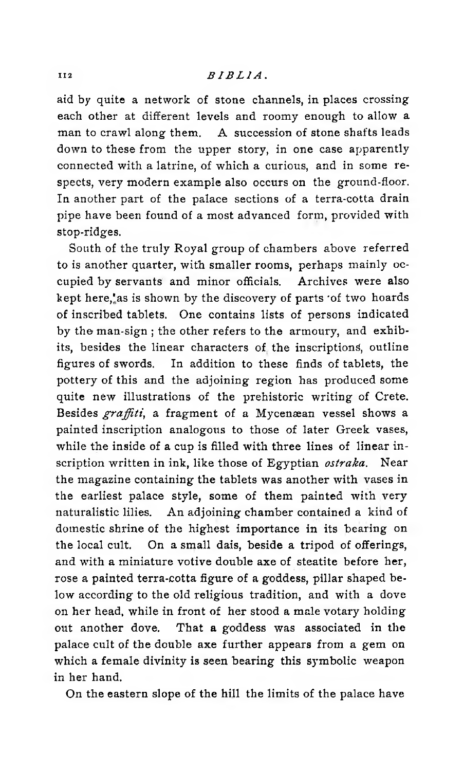aid by quite a network of stone channels, in places crossing each other at different levels and roomy enough to allow a man to crawl along them. A succession of stone shafts leads down to these from the upper story, in one case apparently connected with a latrine, of which a curious, and in some respects, very modern example also occurs on the ground-floor. In another part of the palace sections of a terra-cotta drain pipe have been found of a most advanced form, provided with stop-ridges.

South of the truly Royal group of chambers above referred to is another quarter, with smaller rooms, perhaps mainly occupied by servants and minor officials. Archives were also kept here, as is shown by the discovery of parts of two hoards of inscribed tablets. One contains lists of persons indicated by the man-sign; the other refers to the armoury, and exhibits, besides the linear characters of the inscriptions, outline figures of swords. In addition to these finds of tablets, the pottery of this and the adjoining region has produced some quite new illustrations of the prehistoric writing of Crete. Besides *graffiti*, a fragment of a Mycenæan vessel shows a painted inscription analogous to those of later Greek vases, while the inside of a cup is filled with three lines of linear inscription written in ink, like those of Egyptian *ostraka*. Near the magazine containing the tablets was another with vases in the earliest palace style, some of them painted with very naturalistic lilies. An adjoining chamber contained a kind of domestic shrine of the highest importance in its bearing on the local cult. On a small dais, beside a tripod of offerings, and with a miniature votive double axe of steatite before her, rose a painted terra-cotta figure of a goddess, pillar shaped below according to the old religious tradition, and with a dove on her head, while in front of her stood a male votary holding out another dove. That a goddess was associated in the palace cult of the double axe further appears from a gem on which a female divinity is seen bearing this symbolic weapon in her hand.

On the eastern slope of the hill the limits of the palace have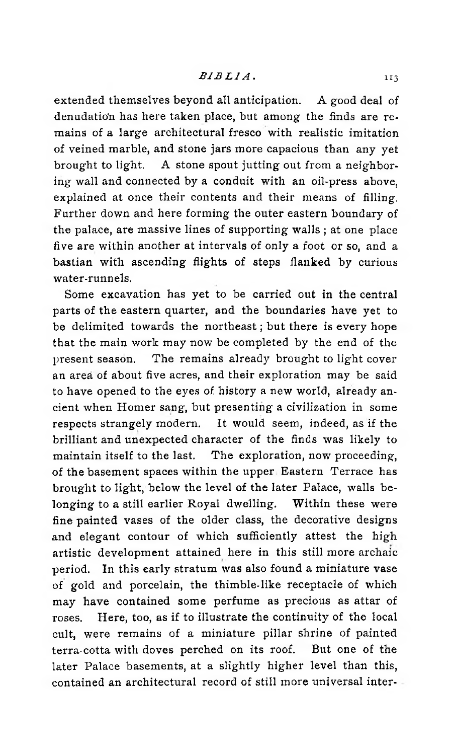extended themselves beyond all anticipation. A good deal of denudation has here taken place, but among the finds are remains of a large architectural fresco with realistic imitation of veined marble, and stone jars more capacious than any yet brought to light. A stone spout jutting out from a neighboring wall and connected by a conduit with an oil-press above, explained at once their contents and their means of filling. Further down and here forming the outer eastern boundary of the palace, are massive lines of supporting walls; at one place five are within another at intervals of only a foot or so, and a bastian with ascending flights of steps flanked by curious water-runnels.

Some excavation has yet to be carried out in the central parts of the eastern quarter, and the boundaries have yet to be delimited towards the northeast; but there is every hope that the main work may now be completed by the end of the present season. The remains already brought to light cover an area of about five acres, and their exploration may be said to have opened to the eyes of history a new world, already ancient when Homer sang, but presenting a civilization in some respects strangely modern. It would seem, indeed, as if the brilliant and unexpected character of the finds was likely to maintain itself to the last. The exploration, now proceeding, of the basement spaces within the upper Eastern Terrace has brought to light, below the level of the later Palace, walls belonging to a still earlier Royal dwelling. Within these were fine painted vases of the older class, the decorative designs and elegant contour of which sufficiently attest the high artistic development attained here in this still more archaic period. In this early stratum was also found a miniature vase of gold and porcelain, the thimble-like receptacle of which may have contained some perfume as precious as attar of roses. Here, too, as if to illustrate the continuity of the local cult, were remains of a miniature pillar shrine of painted terra-cotta with doves perched on its roof. But one of the later Palace basements, at a slightly higher level than this, contained an architectural record of still more universal inter-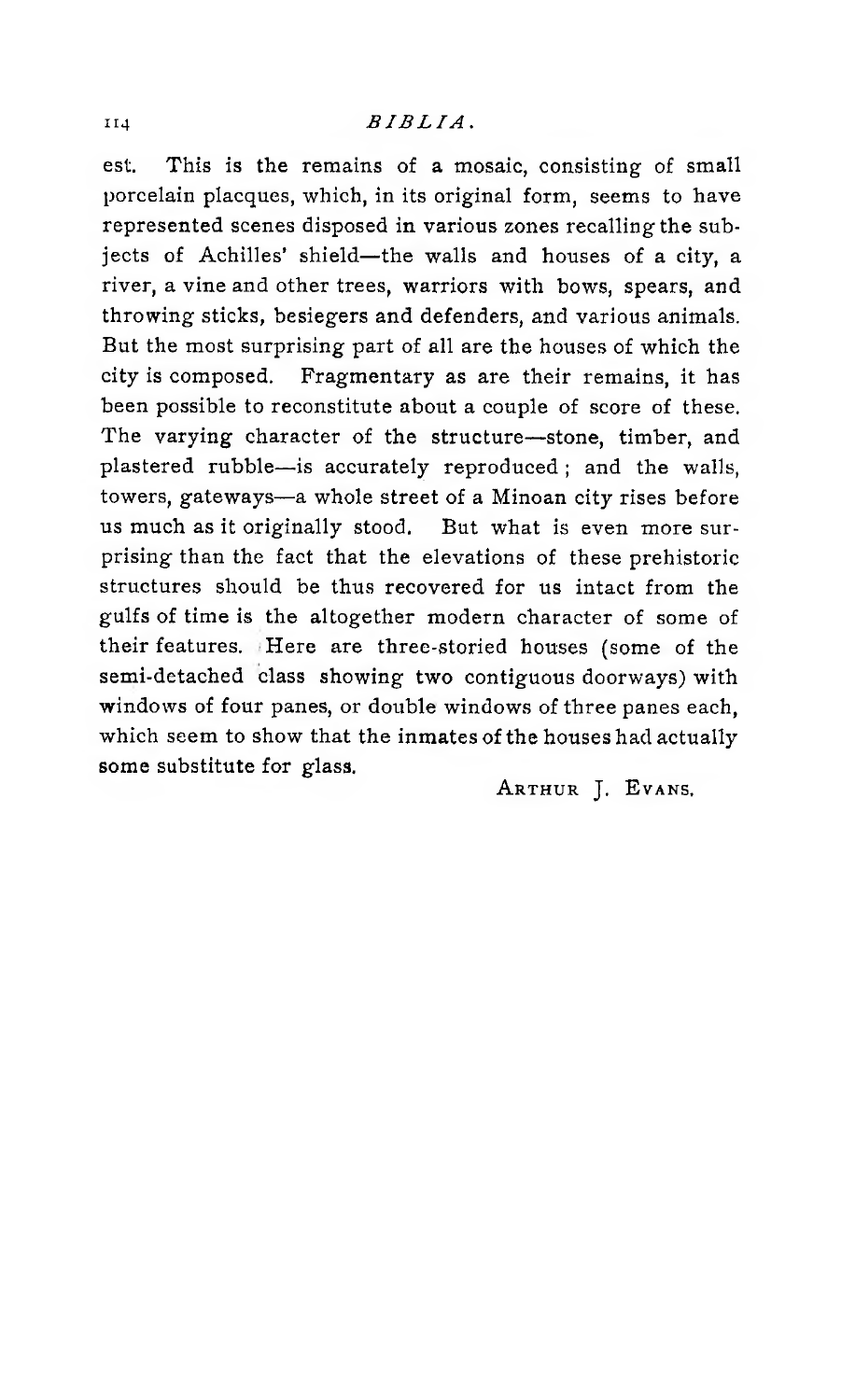est. This is the remains of a mosaic, consisting of small porcelain placques, which, in its original form, seems to have represented scenes disposed in various zones recalling the subjects of Achilles' shield—the walls and houses of a city, a river, a vine and other trees, warriors with bows, spears, and throwing sticks, besiegers and defenders, and various animals. But the most surprising part of all are the houses of which the city is composed. Fragmentary as are their remains, it has been possible to reconstitute about a couple of score of these. The varying character of the structure—stone, timber, and plastered rubble—is accurately reproduced; and the walls, towers, gateways—a whole street of a Minoan city rises before us much as it originally stood. But what is even more surprising than the fact that the elevations of these prehistoric structures should be thus recovered for us intact from the gulfs of time is the altogether modern character of some of their features. Here are three-storied houses (some of the semi-detached class showing two contiguous doorways) with windows of four panes, or double windows of three panes each, which seem to show that the inmates of the houses had actually some substitute for glass.

ARTHUR J. EVANS.